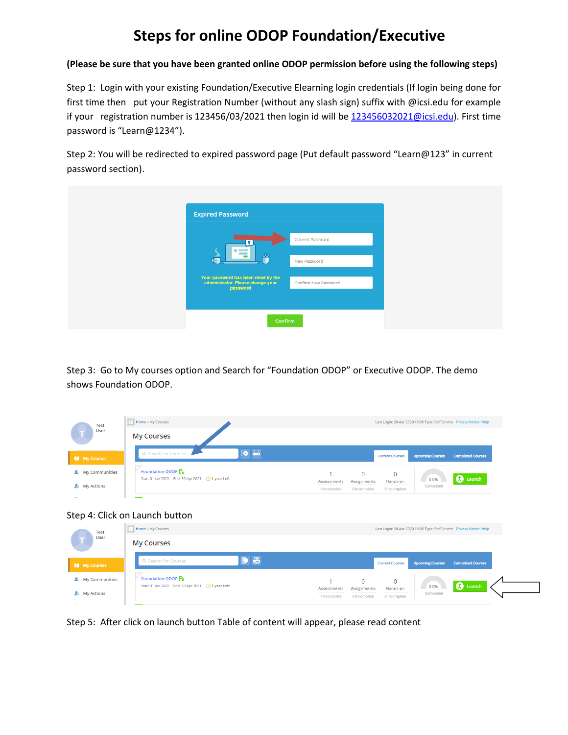# Steps for online ODOP Foundation/Executive

**(Please be sure that you have been granted online ODOP permission before using the following steps)**

Step 1: Login with your existing Foundation/Executive Elearning login credentials (If login being done for first time then put your Registration Number (without any slash sign) suffix with @icsi.edu for example if your registration number is 123456/03/2021 then login id will be 123456032021@icsi.edu). First time password is "Learn@1234").

Step 2: You will be redirected to expired password page (Put default password "Learn@123" in current password section).

Step 3: Go to My courses option and Search for "Foundation ODOP" or Executive ODOP. The demo shows Foundation ODOP.

Step 4: Click on Launch button

Step 5: After click on launch button Table of content will appear, please read content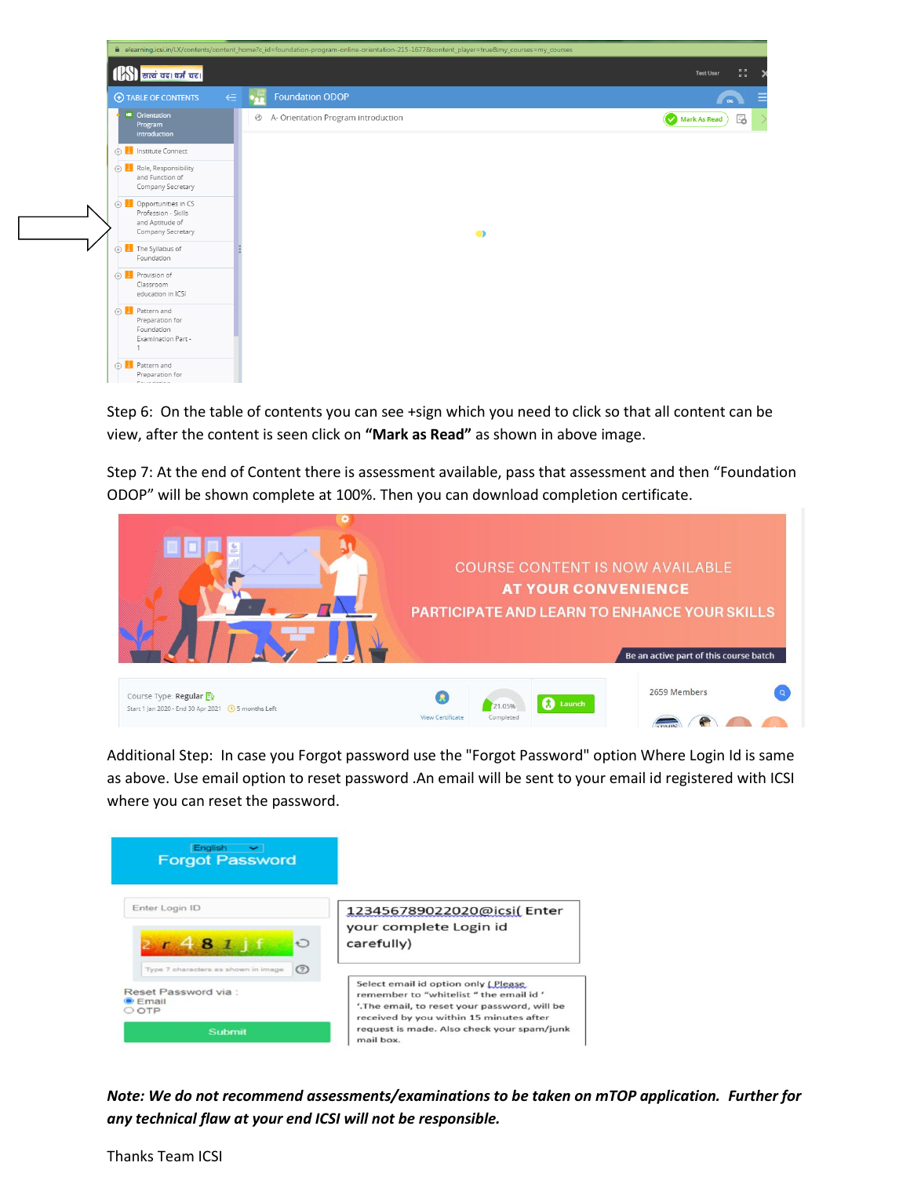Step 6: On the table of contents you can see +sign which you need to click so that all content can be view, after the content is seen click on **"Mark as Read"** as shown in above image.

Step 7: At the end of Content there is assessment available, pass that assessment and then "Foundation ODOP" will be shown complete at 100%. Then you can download completion certificate.

Additional Step: In case you Forgot password use the "Forgot Password" option Where Login Id is same as above. Use email option to reset password .An email will be sent to your email id registered with ICSI where you can reset the password.

***Note: We do not recommend assessments/examinations to be taken on mTOP application. Further for any technical flaw at your end ICSI will not be responsible.***

Thanks Team ICSI